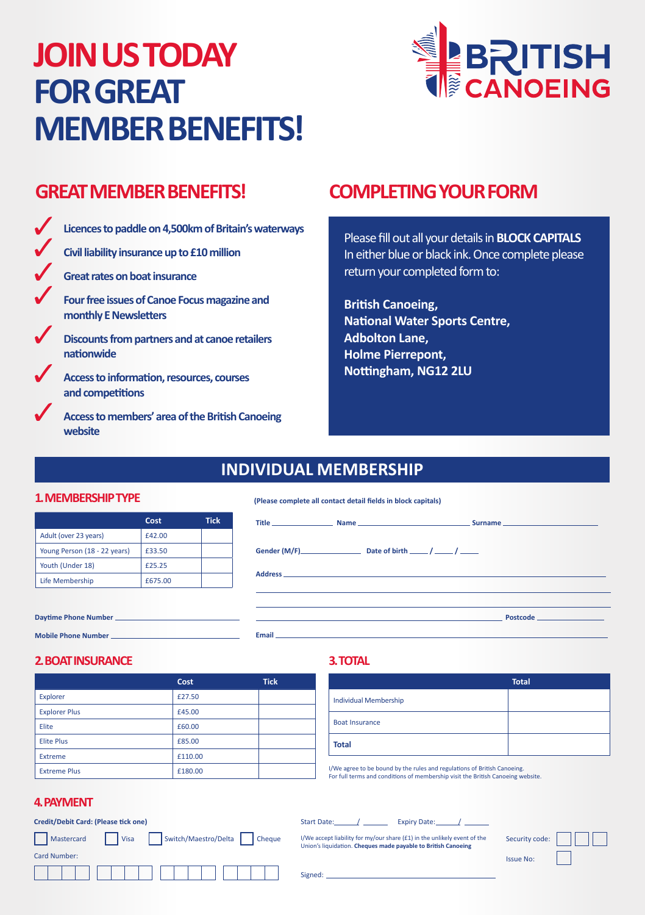# JOIN US TODAY FOR GREAT MEMBER BENEFITS!

BRITISH CANOEING

## GREAT MEMBER BENEFITS!

- ✓ Licences to paddle on 4,500km of Britain's waterways
- ✓ Civil liability insurance up to £10 million
- ✓ Great rates on boat insurance
- ✓ Four free issues of Canoe Focus magazine and monthly E Newsletters
- ✓ Discounts from partners and at canoe retailers nationwide
- ✓ Access to information, resources, courses and competitions
- ✓ Access to members' area of the British Canoeing website

## COMPLETING YOUR FORM

Please fill out all your details in **BLOCK CAPITALS** In either blue or black ink. Once complete please return your completed form to:

**British Canoeing,**
**National Water Sports Centre,**
**Adbolton Lane,**
**Holme Pierrepont,**
**Nottingham, NG12 2LU**

## INDIVIDUAL MEMBERSHIP

### 1. MEMBERSHIP TYPE

| | Cost | Tick |
|---|---|---|
| Adult (over 23 years) | £42.00 | |
| Young Person (18 - 22 years) | £33.50 | |
| Youth (Under 18) | £25.25 | |
| Life Membership | £675.00 | |

**(Please complete all contact detail fields in block capitals)**

**Title** ______________ **Name** ________________________ **Surname** ____________________

**Gender (M/F)** ____________ **Date of birth** ____ / ____ / ____

**Address** ______________________________________________

______________________________________________

______________________________________________

______________________________________________ **Postcode** ______________

**Daytime Phone Number** ______________________

**Mobile Phone Number** ______________________

**Email** ______________________________________________

### 2. BOAT INSURANCE

| | Cost | Tick |
|---|---|---|
| Explorer | £27.50 | |
| Explorer Plus | £45.00 | |
| Elite | £60.00 | |
| Elite Plus | £85.00 | |
| Extreme | £110.00 | |
| Extreme Plus | £180.00 | |

### 3. TOTAL

| | Total |
|---|---|
| Individual Membership | |
| Boat Insurance | |
| **Total** | |

I/We agree to be bound by the rules and regulations of British Canoeing.
For full terms and conditions of membership visit the British Canoeing website.

### 4. PAYMENT

**Credit/Debit Card: (Please tick one)**

☐ Mastercard ☐ Visa ☐ Switch/Maestro/Delta ☐ Cheque

Card Number: ☐☐☐☐ ☐☐☐☐ ☐☐☐☐ ☐☐☐☐

Start Date: _____ / _____ Expiry Date: _____ / _____

I/We accept liability for my/our share (£1) in the unlikely event of the Union's liquidation. **Cheques made payable to British Canoeing**

Security code: ☐☐☐

Issue No: ☐

Signed: ______________________________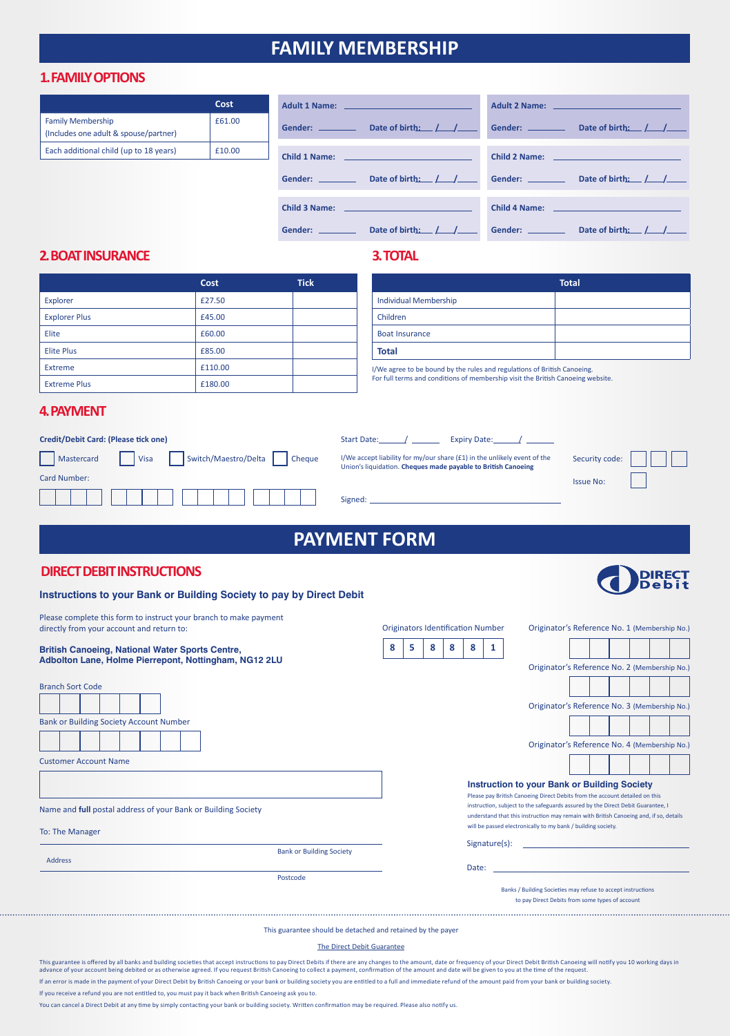# FAMILY MEMBERSHIP

## 1. FAMILY OPTIONS

| | Cost |
|---|---|
| Family Membership (Includes one adult & spouse/partner) | £61.00 |
| Each additional child (up to 18 years) | £10.00 |

Adult 1 Name: ____________________
Gender: ________ Date of birth: __ /__ /__

Adult 2 Name: ____________________
Gender: ________ Date of birth: __ /__ /__

Child 1 Name: ____________________
Gender: ________ Date of birth: __ /__ /__

Child 2 Name: ____________________
Gender: ________ Date of birth: __ /__ /__

Child 3 Name: ____________________
Gender: ________ Date of birth: __ /__ /__

Child 4 Name: ____________________
Gender: ________ Date of birth: __ /__ /__

## 2. BOAT INSURANCE

| | Cost | Tick |
|---|---|---|
| Explorer | £27.50 | |
| Explorer Plus | £45.00 | |
| Elite | £60.00 | |
| Elite Plus | £85.00 | |
| Extreme | £110.00 | |
| Extreme Plus | £180.00 | |

## 3. TOTAL

| | Total |
|---|---|
| Individual Membership | |
| Children | |
| Boat Insurance | |
| **Total** | |

I/We agree to be bound by the rules and regulations of British Canoeing.
For full terms and conditions of membership visit the British Canoeing website.

## 4. PAYMENT

**Credit/Debit Card: (Please tick one)**

☐ Mastercard ☐ Visa ☐ Switch/Maestro/Delta ☐ Cheque

Card Number: ☐☐☐☐ ☐☐☐☐ ☐☐☐☐ ☐☐☐☐

Start Date: ____/ ____ Expiry Date: ____/ ____

I/We accept liability for my/our share (£1) in the unlikely event of the Union's liquidation. **Cheques made payable to British Canoeing**

Security code: ☐☐☐

Issue No: ☐

Signed: ____________________

# PAYMENT FORM

## DIRECT DEBIT INSTRUCTIONS

DIRECT Debit

### Instructions to your Bank or Building Society to pay by Direct Debit

Please complete this form to instruct your branch to make payment directly from your account and return to:

**British Canoeing, National Water Sports Centre, Adbolton Lane, Holme Pierrepont, Nottingham, NG12 2LU**

Originators Identification Number

| 8 | 5 | 8 | 8 | 8 | 1 |
|---|---|---|---|---|---|

Originator's Reference No. 1 (Membership No.) ☐☐☐☐☐☐

Originator's Reference No. 2 (Membership No.) ☐☐☐☐☐☐

Originator's Reference No. 3 (Membership No.) ☐☐☐☐☐☐

Originator's Reference No. 4 (Membership No.) ☐☐☐☐☐☐

Branch Sort Code ☐☐☐☐☐☐

Bank or Building Society Account Number ☐☐☐☐☐☐☐☐

Customer Account Name

Name and **full** postal address of your Bank or Building Society

To: The Manager

Bank or Building Society

Address

Postcode

### Instruction to your Bank or Building Society

Please pay British Canoeing Direct Debits from the account detailed on this instruction, subject to the safeguards assured by the Direct Debit Guarantee, I understand that this instruction may remain with British Canoeing and, if so, details will be passed electronically to my bank / building society.

Signature(s): ____________________

Date: ____________________

Banks / Building Societies may refuse to accept instructions to pay Direct Debits from some types of account

This guarantee should be detached and retained by the payer

The Direct Debit Guarantee

This guarantee is offered by all banks and building societies that accept instructions to pay Direct Debits if there are any changes to the amount, date or frequency of your Direct Debit British Canoeing will notify you 10 working days in advance of your account being debited or as otherwise agreed. If you request British Canoeing to collect a payment, confirmation of the amount and date will be given to you at the time of the request.

If an error is made in the payment of your Direct Debit by British Canoeing or your bank or building society you are entitled to a full and immediate refund of the amount paid from your bank or building society.

If you receive a refund you are not entitled to, you must pay it back when British Canoeing ask you to.

You can cancel a Direct Debit at any time by simply contacting your bank or building society. Written confirmation may be required. Please also notify us.